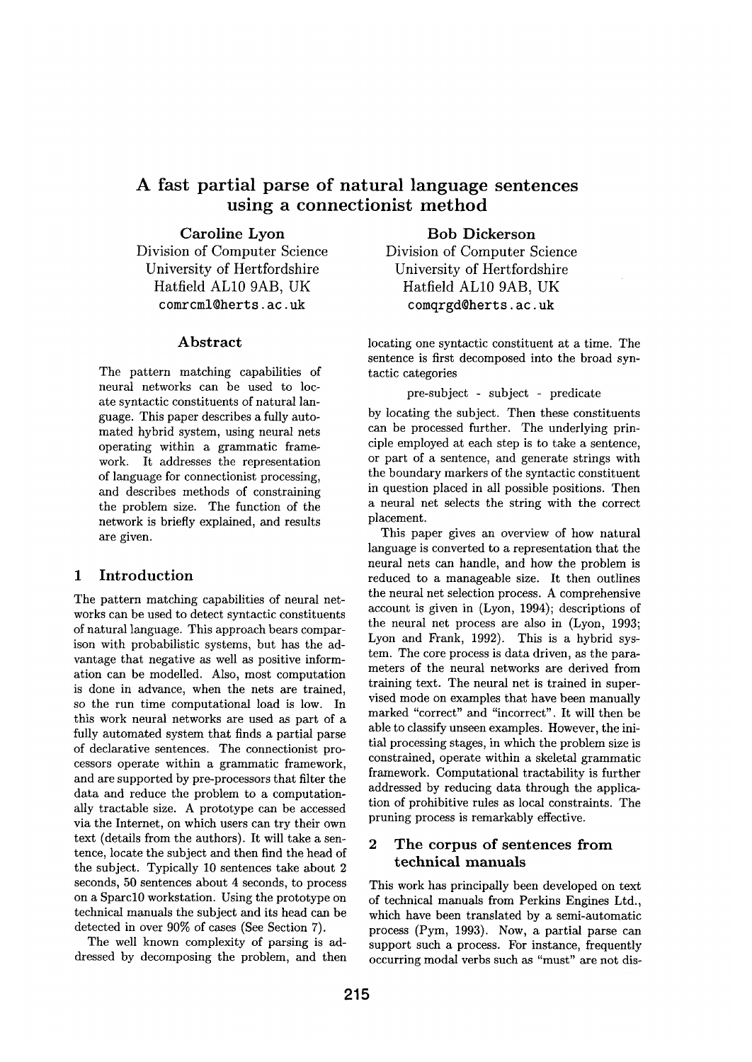# A fast partial parse of natural language sentences using a connectionist method

**Caroline Lyon**
Division of Computer Science
University of Hertfordshire
Hatfield AL10 9AB, UK
comrcml@herts.ac.uk

**Bob Dickerson**
Division of Computer Science
University of Hertfordshire
Hatfield AL10 9AB, UK
comqrgd@herts.ac.uk

## Abstract

The pattern matching capabilities of neural networks can be used to locate syntactic constituents of natural language. This paper describes a fully automated hybrid system, using neural nets operating within a grammatic framework. It addresses the representation of language for connectionist processing, and describes methods of constraining the problem size. The function of the network is briefly explained, and results are given.

## 1 Introduction

The pattern matching capabilities of neural networks can be used to detect syntactic constituents of natural language. This approach bears comparison with probabilistic systems, but has the advantage that negative as well as positive information can be modelled. Also, most computation is done in advance, when the nets are trained, so the run time computational load is low. In this work neural networks are used as part of a fully automated system that finds a partial parse of declarative sentences. The connectionist processors operate within a grammatic framework, and are supported by pre-processors that filter the data and reduce the problem to a computationally tractable size. A prototype can be accessed via the Internet, on which users can try their own text (details from the authors). It will take a sentence, locate the subject and then find the head of the subject. Typically 10 sentences take about 2 seconds, 50 sentences about 4 seconds, to process on a Sparc10 workstation. Using the prototype on technical manuals the subject and its head can be detected in over 90% of cases (See Section 7).

The well known complexity of parsing is addressed by decomposing the problem, and then locating one syntactic constituent at a time. The sentence is first decomposed into the broad syntactic categories

pre-subject - subject - predicate

by locating the subject. Then these constituents can be processed further. The underlying principle employed at each step is to take a sentence, or part of a sentence, and generate strings with the boundary markers of the syntactic constituent in question placed in all possible positions. Then a neural net selects the string with the correct placement.

This paper gives an overview of how natural language is converted to a representation that the neural nets can handle, and how the problem is reduced to a manageable size. It then outlines the neural net selection process. A comprehensive account is given in (Lyon, 1994); descriptions of the neural net process are also in (Lyon, 1993; Lyon and Frank, 1992). This is a hybrid system. The core process is data driven, as the parameters of the neural networks are derived from training text. The neural net is trained in supervised mode on examples that have been manually marked "correct" and "incorrect". It will then be able to classify unseen examples. However, the initial processing stages, in which the problem size is constrained, operate within a skeletal grammatic framework. Computational tractability is further addressed by reducing data through the application of prohibitive rules as local constraints. The pruning process is remarkably effective.

## 2 The corpus of sentences from technical manuals

This work has principally been developed on text of technical manuals from Perkins Engines Ltd., which have been translated by a semi-automatic process (Pym, 1993). Now, a partial parse can support such a process. For instance, frequently occurring modal verbs such as "must" are not dis-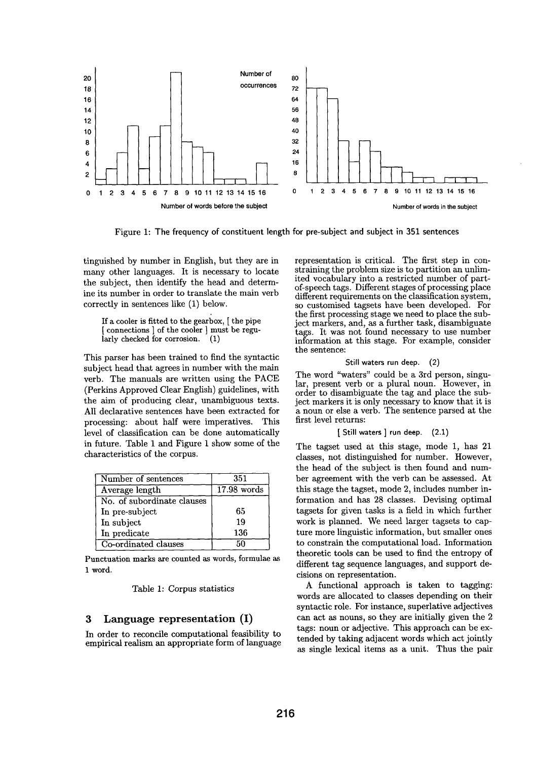Figure 1: The frequency of constituent length for pre-subject and subject in 351 sentences

tinguished by number in English, but they are in many other languages. It is necessary to locate the subject, then identify the head and determine its number in order to translate the main verb correctly in sentences like (1) below.

> If a cooler is fitted to the gearbox, [ the pipe [ connections ] of the cooler ] must be regularly checked for corrosion. (1)

This parser has been trained to find the syntactic subject head that agrees in number with the main verb. The manuals are written using the PACE (Perkins Approved Clear English) guidelines, with the aim of producing clear, unambiguous texts. All declarative sentences have been extracted for processing: about half were imperatives. This level of classification can be done automatically in future. Table 1 and Figure 1 show some of the characteristics of the corpus.

| Number of sentences | 351 |
|---|---|
| Average length | 17.98 words |
| No. of subordinate clauses | |
| In pre-subject | 65 |
| In subject | 19 |
| In predicate | 136 |
| Co-ordinated clauses | 50 |

Punctuation marks are counted as words, formulae as 1 word.

Table 1: Corpus statistics

## 3 Language representation (I)

In order to reconcile computational feasibility to empirical realism an appropriate form of language representation is critical. The first step in constraining the problem size is to partition an unlimited vocabulary into a restricted number of part-of-speech tags. Different stages of processing place different requirements on the classification system, so customised tagsets have been developed. For the first processing stage we need to place the subject markers, and, as a further task, disambiguate tags. It was not found necessary to use number information at this stage. For example, consider the sentence:

> Still waters run deep. (2)

The word "waters" could be a 3rd person, singular, present verb or a plural noun. However, in order to disambiguate the tag and place the subject markers it is only necessary to know that it is a noun or else a verb. The sentence parsed at the first level returns:

> [ Still waters ] run deep. (2.1)

The tagset used at this stage, mode 1, has 21 classes, not distinguished for number. However, the head of the subject is then found and number agreement with the verb can be assessed. At this stage the tagset, mode 2, includes number information and has 28 classes. Devising optimal tagsets for given tasks is a field in which further work is planned. We need larger tagsets to capture more linguistic information, but smaller ones to constrain the computational load. Information theoretic tools can be used to find the entropy of different tag sequence languages, and support decisions on representation.

A functional approach is taken to tagging: words are allocated to classes depending on their syntactic role. For instance, superlative adjectives can act as nouns, so they are initially given the 2 tags: noun or adjective. This approach can be extended by taking adjacent words which act jointly as single lexical items as a unit. Thus the pair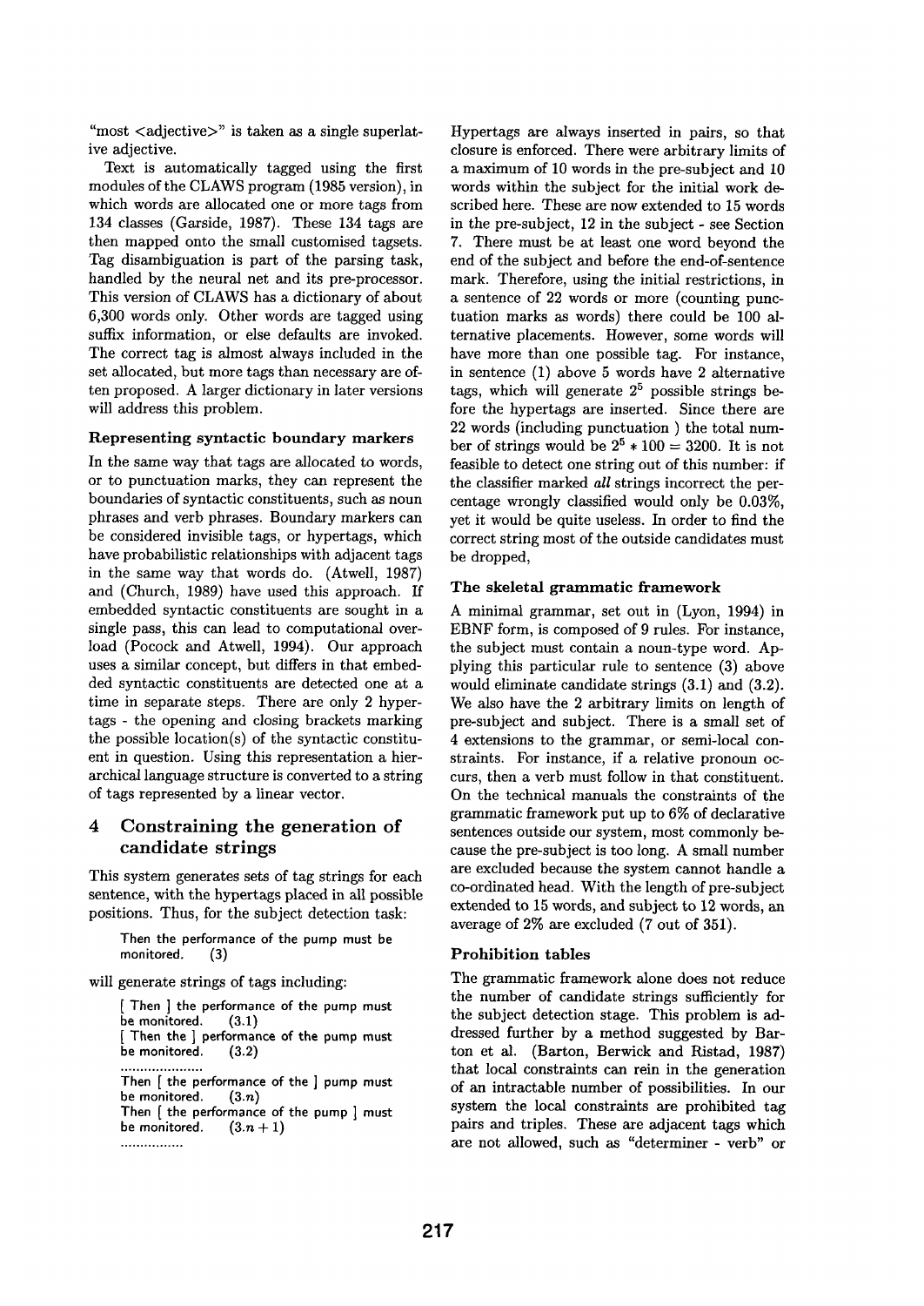"most <adjective>" is taken as a single superlative adjective.

Text is automatically tagged using the first modules of the CLAWS program (1985 version), in which words are allocated one or more tags from 134 classes (Garside, 1987). These 134 tags are then mapped onto the small customised tagsets. Tag disambiguation is part of the parsing task, handled by the neural net and its pre-processor. This version of CLAWS has a dictionary of about 6,300 words only. Other words are tagged using suffix information, or else defaults are invoked. The correct tag is almost always included in the set allocated, but more tags than necessary are often proposed. A larger dictionary in later versions will address this problem.

**Representing syntactic boundary markers**

In the same way that tags are allocated to words, or to punctuation marks, they can represent the boundaries of syntactic constituents, such as noun phrases and verb phrases. Boundary markers can be considered invisible tags, or hypertags, which have probabilistic relationships with adjacent tags in the same way that words do. (Atwell, 1987) and (Church, 1989) have used this approach. If embedded syntactic constituents are sought in a single pass, this can lead to computational overload (Pocock and Atwell, 1994). Our approach uses a similar concept, but differs in that embedded syntactic constituents are detected one at a time in separate steps. There are only 2 hypertags - the opening and closing brackets marking the possible location(s) of the syntactic constituent in question. Using this representation a hierarchical language structure is converted to a string of tags represented by a linear vector.

## 4 Constraining the generation of candidate strings

This system generates sets of tag strings for each sentence, with the hypertags placed in all possible positions. Thus, for the subject detection task:

> Then the performance of the pump must be monitored. (3)

will generate strings of tags including:

> [ Then ] the performance of the pump must be monitored. (3.1)
> [ Then the ] performance of the pump must be monitored. (3.2)
> ......................
> Then [ the performance of the ] pump must be monitored. (3.$n$)
> Then [ the performance of the pump ] must be monitored. (3.$n+1$)
> ................

Hypertags are always inserted in pairs, so that closure is enforced. There were arbitrary limits of a maximum of 10 words in the pre-subject and 10 words within the subject for the initial work described here. These are now extended to 15 words in the pre-subject, 12 in the subject - see Section 7. There must be at least one word beyond the end of the subject and before the end-of-sentence mark. Therefore, using the initial restrictions, in a sentence of 22 words or more (counting punctuation marks as words) there could be 100 alternative placements. However, some words will have more than one possible tag. For instance, in sentence (1) above 5 words have 2 alternative tags, which will generate $2^5$ possible strings before the hypertags are inserted. Since there are 22 words (including punctuation ) the total number of strings would be $2^5 * 100 = 3200$. It is not feasible to detect one string out of this number: if the classifier marked *all* strings incorrect the percentage wrongly classified would only be 0.03%, yet it would be quite useless. In order to find the correct string most of the outside candidates must be dropped,

**The skeletal grammatic framework**

A minimal grammar, set out in (Lyon, 1994) in EBNF form, is composed of 9 rules. For instance, the subject must contain a noun-type word. Applying this particular rule to sentence (3) above would eliminate candidate strings (3.1) and (3.2). We also have the 2 arbitrary limits on length of pre-subject and subject. There is a small set of 4 extensions to the grammar, or semi-local constraints. For instance, if a relative pronoun occurs, then a verb must follow in that constituent. On the technical manuals the constraints of the grammatic framework put up to 6% of declarative sentences outside our system, most commonly because the pre-subject is too long. A small number are excluded because the system cannot handle a co-ordinated head. With the length of pre-subject extended to 15 words, and subject to 12 words, an average of 2% are excluded (7 out of 351).

**Prohibition tables**

The grammatic framework alone does not reduce the number of candidate strings sufficiently for the subject detection stage. This problem is addressed further by a method suggested by Barton et al. (Barton, Berwick and Ristad, 1987) that local constraints can rein in the generation of an intractable number of possibilities. In our system the local constraints are prohibited tag pairs and triples. These are adjacent tags which are not allowed, such as "determiner - verb" or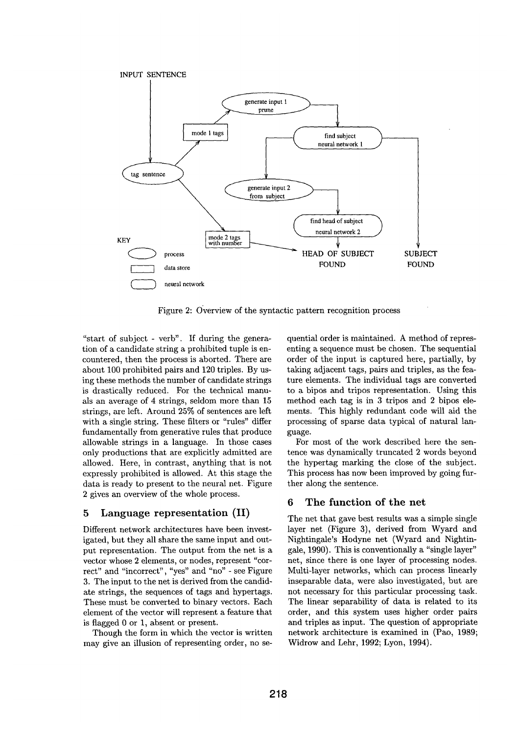Figure 2: Overview of the syntactic pattern recognition process

"start of subject - verb". If during the generation of a candidate string a prohibited tuple is encountered, then the process is aborted. There are about 100 prohibited pairs and 120 triples. By using these methods the number of candidate strings is drastically reduced. For the technical manuals an average of 4 strings, seldom more than 15 strings, are left. Around 25% of sentences are left with a single string. These filters or "rules" differ fundamentally from generative rules that produce allowable strings in a language. In those cases only productions that are explicitly admitted are allowed. Here, in contrast, anything that is not expressly prohibited is allowed. At this stage the data is ready to present to the neural net. Figure 2 gives an overview of the whole process.

## 5 Language representation (II)

Different network architectures have been investigated, but they all share the same input and output representation. The output from the net is a vector whose 2 elements, or nodes, represent "correct" and "incorrect", "yes" and "no" - see Figure 3. The input to the net is derived from the candidate strings, the sequences of tags and hypertags. These must be converted to binary vectors. Each element of the vector will represent a feature that is flagged 0 or 1, absent or present.

Though the form in which the vector is written may give an illusion of representing order, no sequential order is maintained. A method of representing a sequence must be chosen. The sequential order of the input is captured here, partially, by taking adjacent tags, pairs and triples, as the feature elements. The individual tags are converted to a bipos and tripos representation. Using this method each tag is in 3 tripos and 2 bipos elements. This highly redundant code will aid the processing of sparse data typical of natural language.

For most of the work described here the sentence was dynamically truncated 2 words beyond the hypertag marking the close of the subject. This process has now been improved by going further along the sentence.

## 6 The function of the net

The net that gave best results was a simple single layer net (Figure 3), derived from Wyard and Nightingale's Hodyne net (Wyard and Nightingale, 1990). This is conventionally a "single layer" net, since there is one layer of processing nodes. Multi-layer networks, which can process linearly inseparable data, were also investigated, but are not necessary for this particular processing task. The linear separability of data is related to its order, and this system uses higher order pairs and triples as input. The question of appropriate network architecture is examined in (Pao, 1989; Widrow and Lehr, 1992; Lyon, 1994).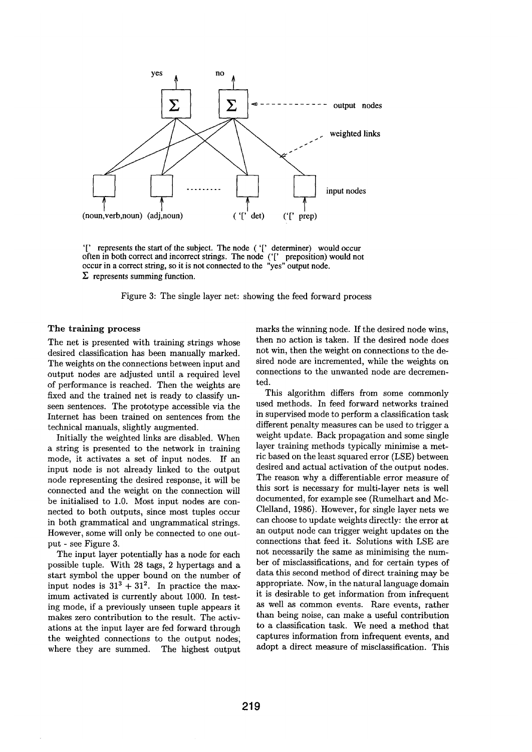'[' represents the start of the subject. The node ( '[' determiner) would occur often in both correct and incorrect strings. The node ('[' preposition) would not occur in a correct string, so it is not connected to the "yes" output node.
$\Sigma$ represents summing function.

Figure 3: The single layer net: showing the feed forward process

**The training process**

The net is presented with training strings whose desired classification has been manually marked. The weights on the connections between input and output nodes are adjusted until a required level of performance is reached. Then the weights are fixed and the trained net is ready to classify unseen sentences. The prototype accessible via the Internet has been trained on sentences from the technical manuals, slightly augmented.

Initially the weighted links are disabled. When a string is presented to the network in training mode, it activates a set of input nodes. If an input node is not already linked to the output node representing the desired response, it will be connected and the weight on the connection will be initialised to 1.0. Most input nodes are connected to both outputs, since most tuples occur in both grammatical and ungrammatical strings. However, some will only be connected to one output - see Figure 3.

The input layer potentially has a node for each possible tuple. With 28 tags, 2 hypertags and a start symbol the upper bound on the number of input nodes is $31^3 + 31^2$. In practice the maximum activated is currently about 1000. In testing mode, if a previously unseen tuple appears it makes zero contribution to the result. The activations at the input layer are fed forward through the weighted connections to the output nodes, where they are summed. The highest output marks the winning node. If the desired node wins, then no action is taken. If the desired node does not win, then the weight on connections to the desired node are incremented, while the weights on connections to the unwanted node are decremented.

This algorithm differs from some commonly used methods. In feed forward networks trained in supervised mode to perform a classification task different penalty measures can be used to trigger a weight update. Back propagation and some single layer training methods typically minimise a metric based on the least squared error (LSE) between desired and actual activation of the output nodes. The reason why a differentiable error measure of this sort is necessary for multi-layer nets is well documented, for example see (Rumelhart and McClelland, 1986). However, for single layer nets we can choose to update weights directly: the error at an output node can trigger weight updates on the connections that feed it. Solutions with LSE are not necessarily the same as minimising the number of misclassifications, and for certain types of data this second method of direct training may be appropriate. Now, in the natural language domain it is desirable to get information from infrequent as well as common events. Rare events, rather than being noise, can make a useful contribution to a classification task. We need a method that captures information from infrequent events, and adopt a direct measure of misclassification. This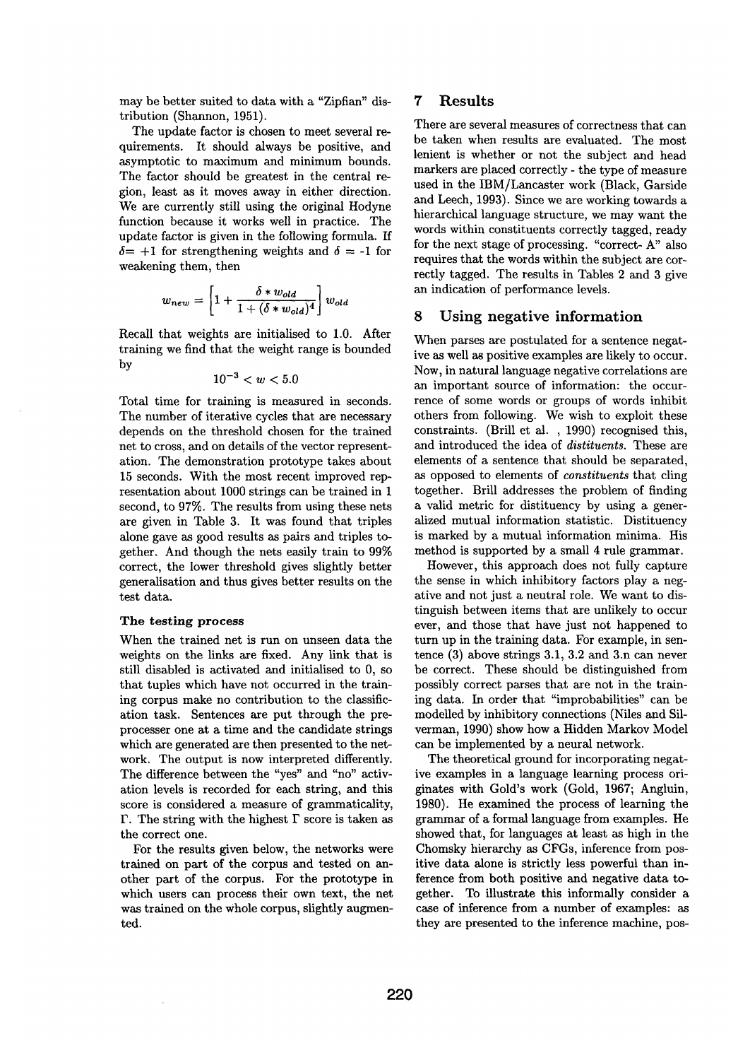may be better suited to data with a "Zipfian" distribution (Shannon, 1951).

The update factor is chosen to meet several requirements. It should always be positive, and asymptotic to maximum and minimum bounds. The factor should be greatest in the central region, least as it moves away in either direction. We are currently still using the original Hodyne function because it works well in practice. The update factor is given in the following formula. If $\delta = +1$ for strengthening weights and $\delta = -1$ for weakening them, then

$$w_{new} = \left[1 + \frac{\delta * w_{old}}{1 + (\delta * w_{old})^4}\right] w_{old}$$

Recall that weights are initialised to 1.0. After training we find that the weight range is bounded by

$$10^{-3} < w < 5.0$$

Total time for training is measured in seconds. The number of iterative cycles that are necessary depends on the threshold chosen for the trained net to cross, and on details of the vector representation. The demonstration prototype takes about 15 seconds. With the most recent improved representation about 1000 strings can be trained in 1 second, to 97%. The results from using these nets are given in Table 3. It was found that triples alone gave as good results as pairs and triples together. And though the nets easily train to 99% correct, the lower threshold gives slightly better generalisation and thus gives better results on the test data.

#### The testing process

When the trained net is run on unseen data the weights on the links are fixed. Any link that is still disabled is activated and initialised to 0, so that tuples which have not occurred in the training corpus make no contribution to the classification task. Sentences are put through the preprocesser one at a time and the candidate strings which are generated are then presented to the network. The output is now interpreted differently. The difference between the "yes" and "no" activation levels is recorded for each string, and this score is considered a measure of grammaticality, $\Gamma$. The string with the highest $\Gamma$ score is taken as the correct one.

For the results given below, the networks were trained on part of the corpus and tested on another part of the corpus. For the prototype in which users can process their own text, the net was trained on the whole corpus, slightly augmented.

## 7 Results

There are several measures of correctness that can be taken when results are evaluated. The most lenient is whether or not the subject and head markers are placed correctly - the type of measure used in the IBM/Lancaster work (Black, Garside and Leech, 1993). Since we are working towards a hierarchical language structure, we may want the words within constituents correctly tagged, ready for the next stage of processing. "correct- A" also requires that the words within the subject are correctly tagged. The results in Tables 2 and 3 give an indication of performance levels.

## 8 Using negative information

When parses are postulated for a sentence negative as well as positive examples are likely to occur. Now, in natural language negative correlations are an important source of information: the occurrence of some words or groups of words inhibit others from following. We wish to exploit these constraints. (Brill et al. , 1990) recognised this, and introduced the idea of *distituents*. These are elements of a sentence that should be separated, as opposed to elements of *constituents* that cling together. Brill addresses the problem of finding a valid metric for distituency by using a generalized mutual information statistic. Distituency is marked by a mutual information minima. His method is supported by a small 4 rule grammar.

However, this approach does not fully capture the sense in which inhibitory factors play a negative and not just a neutral role. We want to distinguish between items that are unlikely to occur ever, and those that have just not happened to turn up in the training data. For example, in sentence (3) above strings 3.1, 3.2 and 3.n can never be correct. These should be distinguished from possibly correct parses that are not in the training data. In order that "improbabilities" can be modelled by inhibitory connections (Niles and Silverman, 1990) show how a Hidden Markov Model can be implemented by a neural network.

The theoretical ground for incorporating negative examples in a language learning process originates with Gold's work (Gold, 1967; Angluin, 1980). He examined the process of learning the grammar of a formal language from examples. He showed that, for languages at least as high in the Chomsky hierarchy as CFGs, inference from positive data alone is strictly less powerful than inference from both positive and negative data together. To illustrate this informally consider a case of inference from a number of examples: as they are presented to the inference machine, pos-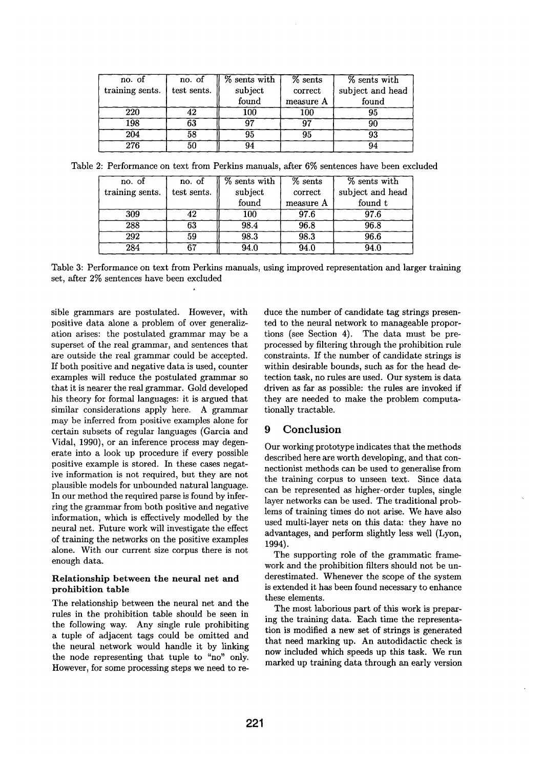| no. of training sents. | no. of test sents. | % sents with subject found | % sents correct measure A | % sents with subject and head found |
|---|---|---|---|---|
| 220 | 42 | 100 | 100 | 95 |
| 198 | 63 | 97 | 97 | 90 |
| 204 | 58 | 95 | 95 | 93 |
| 276 | 50 | 94 | | 94 |

Table 2: Performance on text from Perkins manuals, after 6% sentences have been excluded

| no. of training sents. | no. of test sents. | % sents with subject found | % sents correct measure A | % sents with subject and head found t |
|---|---|---|---|---|
| 309 | 42 | 100 | 97.6 | 97.6 |
| 288 | 63 | 98.4 | 96.8 | 96.8 |
| 292 | 59 | 98.3 | 98.3 | 96.6 |
| 284 | 67 | 94.0 | 94.0 | 94.0 |

Table 3: Performance on text from Perkins manuals, using improved representation and larger training set, after 2% sentences have been excluded

sible grammars are postulated. However, with positive data alone a problem of over generalization arises: the postulated grammar may be a superset of the real grammar, and sentences that are outside the real grammar could be accepted. If both positive and negative data is used, counter examples will reduce the postulated grammar so that it is nearer the real grammar. Gold developed his theory for formal languages: it is argued that similar considerations apply here. A grammar may be inferred from positive examples alone for certain subsets of regular languages (Garcia and Vidal, 1990), or an inference process may degenerate into a look up procedure if every possible positive example is stored. In these cases negative information is not required, but they are not plausible models for unbounded natural language. In our method the required parse is found by inferring the grammar from both positive and negative information, which is effectively modelled by the neural net. Future work will investigate the effect of training the networks on the positive examples alone. With our current size corpus there is not enough data.

**Relationship between the neural net and prohibition table**

The relationship between the neural net and the rules in the prohibition table should be seen in the following way. Any single rule prohibiting a tuple of adjacent tags could be omitted and the neural network would handle it by linking the node representing that tuple to "no" only. However, for some processing steps we need to reduce the number of candidate tag strings presented to the neural network to manageable proportions (see Section 4). The data must be preprocessed by filtering through the prohibition rule constraints. If the number of candidate strings is within desirable bounds, such as for the head detection task, no rules are used. Our system is data driven as far as possible: the rules are invoked if they are needed to make the problem computationally tractable.

## 9 Conclusion

Our working prototype indicates that the methods described here are worth developing, and that connectionist methods can be used to generalise from the training corpus to unseen text. Since data can be represented as higher-order tuples, single layer networks can be used. The traditional problems of training times do not arise. We have also used multi-layer nets on this data: they have no advantages, and perform slightly less well (Lyon, 1994).

The supporting role of the grammatic framework and the prohibition filters should not be underestimated. Whenever the scope of the system is extended it has been found necessary to enhance these elements.

The most laborious part of this work is preparing the training data. Each time the representation is modified a new set of strings is generated that need marking up. An autodidactic check is now included which speeds up this task. We run marked up training data through an early version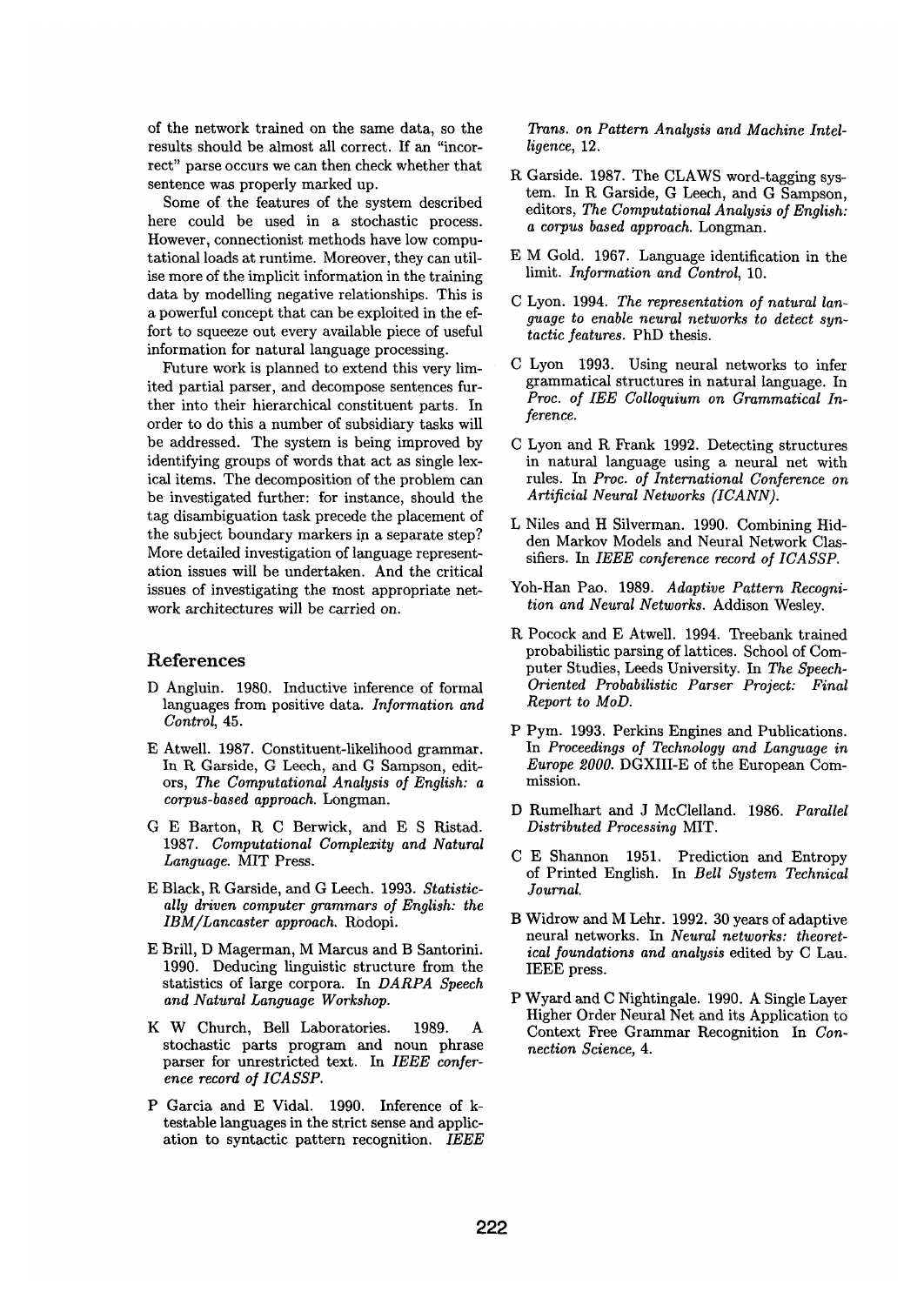of the network trained on the same data, so the results should be almost all correct. If an "incorrect" parse occurs we can then check whether that sentence was properly marked up.

Some of the features of the system described here could be used in a stochastic process. However, connectionist methods have low computational loads at runtime. Moreover, they can utilise more of the implicit information in the training data by modelling negative relationships. This is a powerful concept that can be exploited in the effort to squeeze out every available piece of useful information for natural language processing.

Future work is planned to extend this very limited partial parser, and decompose sentences further into their hierarchical constituent parts. In order to do this a number of subsidiary tasks will be addressed. The system is being improved by identifying groups of words that act as single lexical items. The decomposition of the problem can be investigated further: for instance, should the tag disambiguation task precede the placement of the subject boundary markers in a separate step? More detailed investigation of language representation issues will be undertaken. And the critical issues of investigating the most appropriate network architectures will be carried on.

## References

D Angluin. 1980. Inductive inference of formal languages from positive data. *Information and Control*, 45.

E Atwell. 1987. Constituent-likelihood grammar. In R Garside, G Leech, and G Sampson, editors, *The Computational Analysis of English: a corpus-based approach*. Longman.

G E Barton, R C Berwick, and E S Ristad. 1987. *Computational Complexity and Natural Language*. MIT Press.

E Black, R Garside, and G Leech. 1993. *Statistically driven computer grammars of English: the IBM/Lancaster approach*. Rodopi.

E Brill, D Magerman, M Marcus and B Santorini. 1990. Deducing linguistic structure from the statistics of large corpora. In *DARPA Speech and Natural Language Workshop*.

K W Church, Bell Laboratories. 1989. A stochastic parts program and noun phrase parser for unrestricted text. In *IEEE conference record of ICASSP*.

P Garcia and E Vidal. 1990. Inference of k-testable languages in the strict sense and application to syntactic pattern recognition. *IEEE Trans. on Pattern Analysis and Machine Intelligence*, 12.

R Garside. 1987. The CLAWS word-tagging system. In R Garside, G Leech, and G Sampson, editors, *The Computational Analysis of English: a corpus based approach*. Longman.

E M Gold. 1967. Language identification in the limit. *Information and Control*, 10.

C Lyon. 1994. *The representation of natural language to enable neural networks to detect syntactic features*. PhD thesis.

C Lyon 1993. Using neural networks to infer grammatical structures in natural language. In *Proc. of IEE Colloquium on Grammatical Inference*.

C Lyon and R Frank 1992. Detecting structures in natural language using a neural net with rules. In *Proc. of International Conference on Artificial Neural Networks (ICANN)*.

L Niles and H Silverman. 1990. Combining Hidden Markov Models and Neural Network Classifiers. In *IEEE conference record of ICASSP*.

Yoh-Han Pao. 1989. *Adaptive Pattern Recognition and Neural Networks*. Addison Wesley.

R Pocock and E Atwell. 1994. Treebank trained probabilistic parsing of lattices. School of Computer Studies, Leeds University. In *The Speech-Oriented Probabilistic Parser Project: Final Report to MoD*.

P Pym. 1993. Perkins Engines and Publications. In *Proceedings of Technology and Language in Europe 2000*. DGXIII-E of the European Commission.

D Rumelhart and J McClelland. 1986. *Parallel Distributed Processing* MIT.

C E Shannon 1951. Prediction and Entropy of Printed English. In *Bell System Technical Journal*.

B Widrow and M Lehr. 1992. 30 years of adaptive neural networks. In *Neural networks: theoretical foundations and analysis* edited by C Lau. IEEE press.

P Wyard and C Nightingale. 1990. A Single Layer Higher Order Neural Net and its Application to Context Free Grammar Recognition In *Connection Science*, 4.